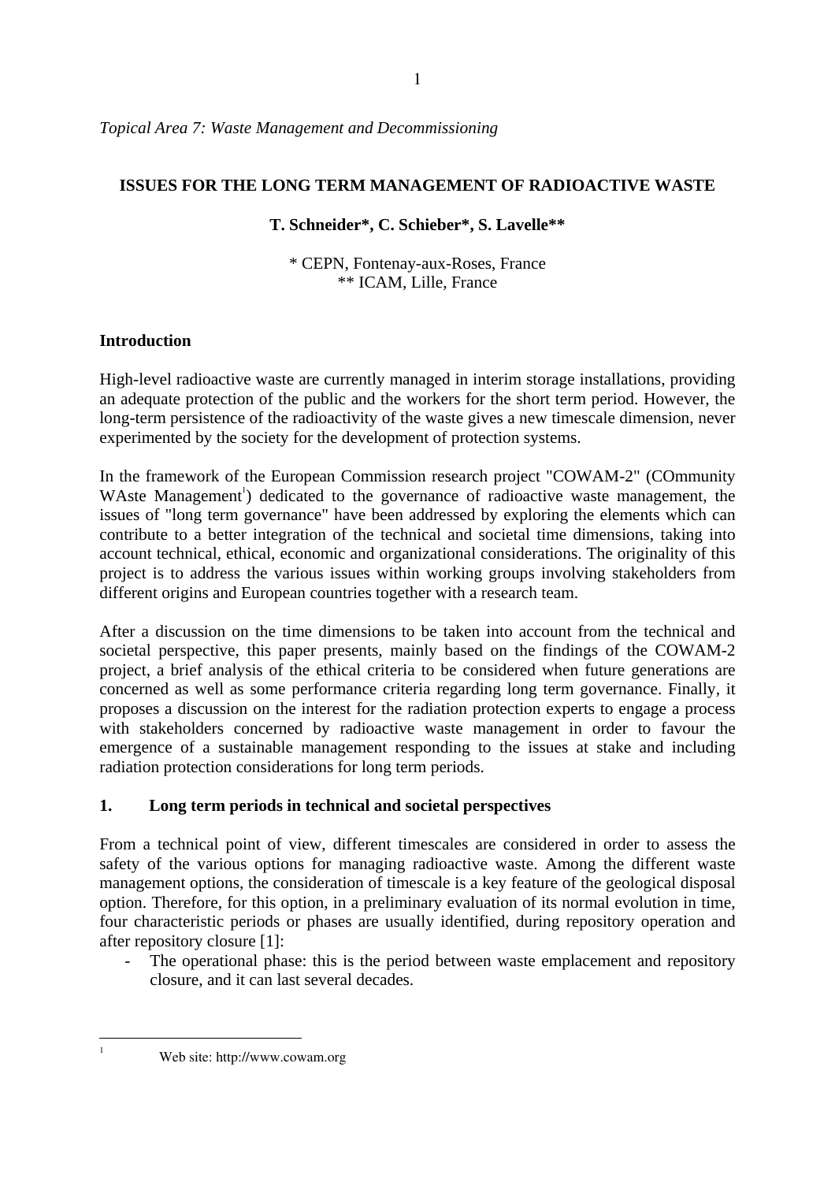*Topical Area 7: Waste Management and Decommissioning*

# ISSUES FOR THE LONG TERM MANAGEMENT OF RADIOACTIVE WASTE

**T. Schneider*, C. Schieber*, S. Lavelle****

\* CEPN, Fontenay-aux-Roses, France
\*\* ICAM, Lille, France

## Introduction

High-level radioactive waste are currently managed in interim storage installations, providing an adequate protection of the public and the workers for the short term period. However, the long-term persistence of the radioactivity of the waste gives a new timescale dimension, never experimented by the society for the development of protection systems.

In the framework of the European Commission research project "COWAM-2" (COmmunity WAste Management[1]) dedicated to the governance of radioactive waste management, the issues of "long term governance" have been addressed by exploring the elements which can contribute to a better integration of the technical and societal time dimensions, taking into account technical, ethical, economic and organizational considerations. The originality of this project is to address the various issues within working groups involving stakeholders from different origins and European countries together with a research team.

After a discussion on the time dimensions to be taken into account from the technical and societal perspective, this paper presents, mainly based on the findings of the COWAM-2 project, a brief analysis of the ethical criteria to be considered when future generations are concerned as well as some performance criteria regarding long term governance. Finally, it proposes a discussion on the interest for the radiation protection experts to engage a process with stakeholders concerned by radioactive waste management in order to favour the emergence of a sustainable management responding to the issues at stake and including radiation protection considerations for long term periods.

## 1. Long term periods in technical and societal perspectives

From a technical point of view, different timescales are considered in order to assess the safety of the various options for managing radioactive waste. Among the different waste management options, the consideration of timescale is a key feature of the geological disposal option. Therefore, for this option, in a preliminary evaluation of its normal evolution in time, four characteristic periods or phases are usually identified, during repository operation and after repository closure [1]:

- The operational phase: this is the period between waste emplacement and repository closure, and it can last several decades.

[1] Web site: http://www.cowam.org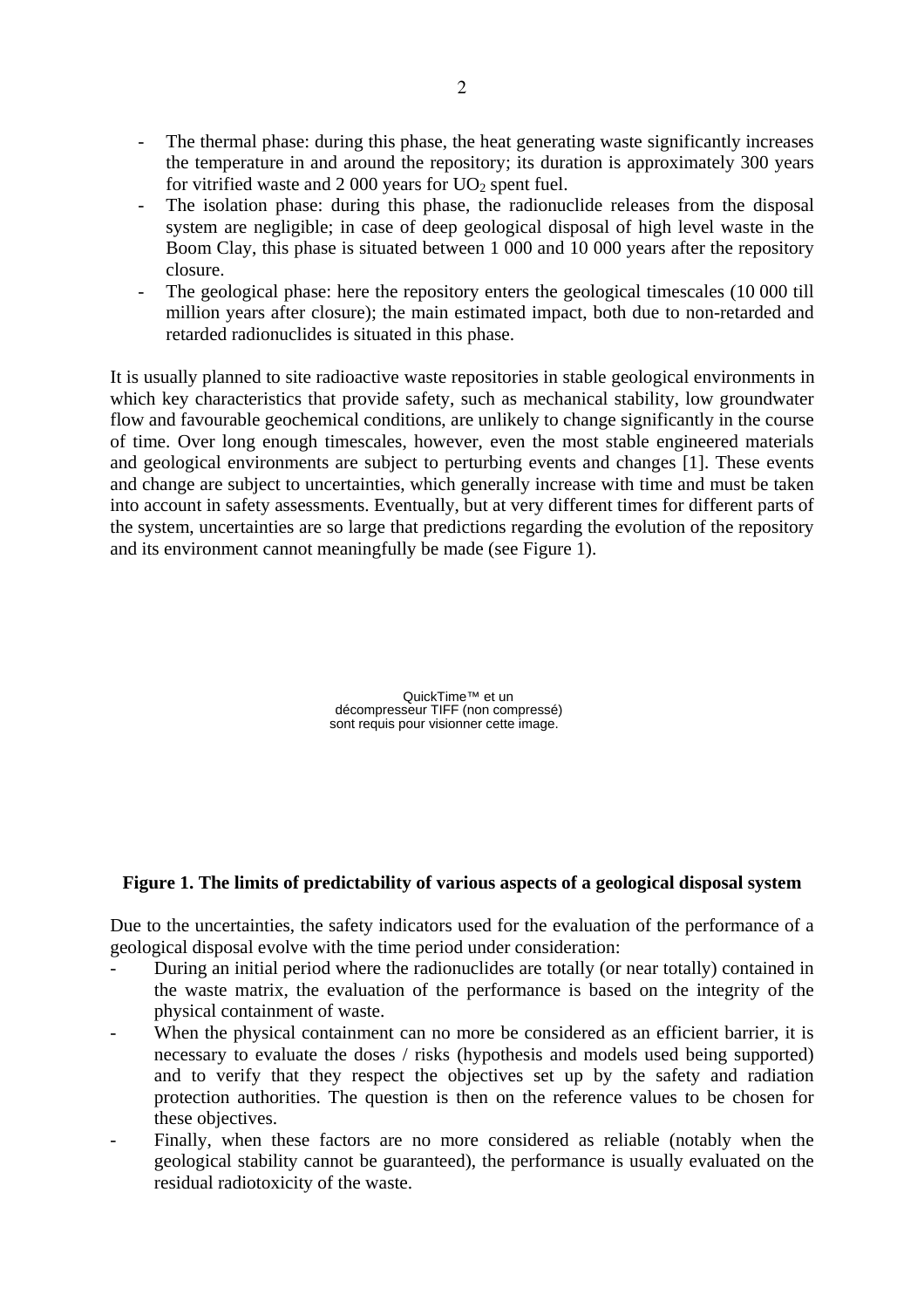- The thermal phase: during this phase, the heat generating waste significantly increases the temperature in and around the repository; its duration is approximately 300 years for vitrified waste and 2 000 years for $UO_2$ spent fuel.
- The isolation phase: during this phase, the radionuclide releases from the disposal system are negligible; in case of deep geological disposal of high level waste in the Boom Clay, this phase is situated between 1 000 and 10 000 years after the repository closure.
- The geological phase: here the repository enters the geological timescales (10 000 till million years after closure); the main estimated impact, both due to non-retarded and retarded radionuclides is situated in this phase.

It is usually planned to site radioactive waste repositories in stable geological environments in which key characteristics that provide safety, such as mechanical stability, low groundwater flow and favourable geochemical conditions, are unlikely to change significantly in the course of time. Over long enough timescales, however, even the most stable engineered materials and geological environments are subject to perturbing events and changes [1]. These events and change are subject to uncertainties, which generally increase with time and must be taken into account in safety assessments. Eventually, but at very different times for different parts of the system, uncertainties are so large that predictions regarding the evolution of the repository and its environment cannot meaningfully be made (see Figure 1).

QuickTime™ et un décompresseur TIFF (non compressé) sont requis pour visionner cette image.

**Figure 1. The limits of predictability of various aspects of a geological disposal system**

Due to the uncertainties, the safety indicators used for the evaluation of the performance of a geological disposal evolve with the time period under consideration:

- During an initial period where the radionuclides are totally (or near totally) contained in the waste matrix, the evaluation of the performance is based on the integrity of the physical containment of waste.
- When the physical containment can no more be considered as an efficient barrier, it is necessary to evaluate the doses / risks (hypothesis and models used being supported) and to verify that they respect the objectives set up by the safety and radiation protection authorities. The question is then on the reference values to be chosen for these objectives.
- Finally, when these factors are no more considered as reliable (notably when the geological stability cannot be guaranteed), the performance is usually evaluated on the residual radiotoxicity of the waste.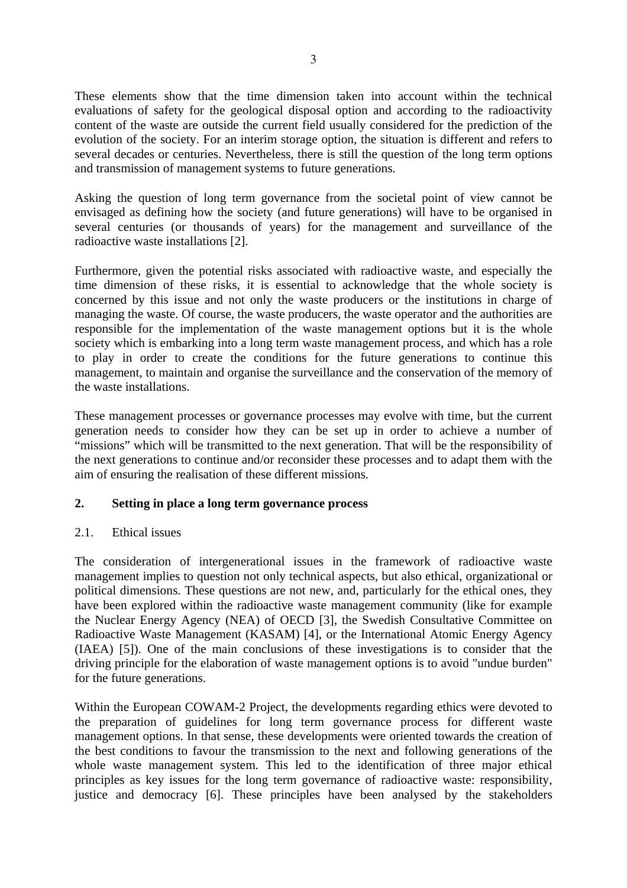These elements show that the time dimension taken into account within the technical evaluations of safety for the geological disposal option and according to the radioactivity content of the waste are outside the current field usually considered for the prediction of the evolution of the society. For an interim storage option, the situation is different and refers to several decades or centuries. Nevertheless, there is still the question of the long term options and transmission of management systems to future generations.

Asking the question of long term governance from the societal point of view cannot be envisaged as defining how the society (and future generations) will have to be organised in several centuries (or thousands of years) for the management and surveillance of the radioactive waste installations [2].

Furthermore, given the potential risks associated with radioactive waste, and especially the time dimension of these risks, it is essential to acknowledge that the whole society is concerned by this issue and not only the waste producers or the institutions in charge of managing the waste. Of course, the waste producers, the waste operator and the authorities are responsible for the implementation of the waste management options but it is the whole society which is embarking into a long term waste management process, and which has a role to play in order to create the conditions for the future generations to continue this management, to maintain and organise the surveillance and the conservation of the memory of the waste installations.

These management processes or governance processes may evolve with time, but the current generation needs to consider how they can be set up in order to achieve a number of "missions" which will be transmitted to the next generation. That will be the responsibility of the next generations to continue and/or reconsider these processes and to adapt them with the aim of ensuring the realisation of these different missions.

## 2. Setting in place a long term governance process

### 2.1. Ethical issues

The consideration of intergenerational issues in the framework of radioactive waste management implies to question not only technical aspects, but also ethical, organizational or political dimensions. These questions are not new, and, particularly for the ethical ones, they have been explored within the radioactive waste management community (like for example the Nuclear Energy Agency (NEA) of OECD [3], the Swedish Consultative Committee on Radioactive Waste Management (KASAM) [4], or the International Atomic Energy Agency (IAEA) [5]). One of the main conclusions of these investigations is to consider that the driving principle for the elaboration of waste management options is to avoid "undue burden" for the future generations.

Within the European COWAM-2 Project, the developments regarding ethics were devoted to the preparation of guidelines for long term governance process for different waste management options. In that sense, these developments were oriented towards the creation of the best conditions to favour the transmission to the next and following generations of the whole waste management system. This led to the identification of three major ethical principles as key issues for the long term governance of radioactive waste: responsibility, justice and democracy [6]. These principles have been analysed by the stakeholders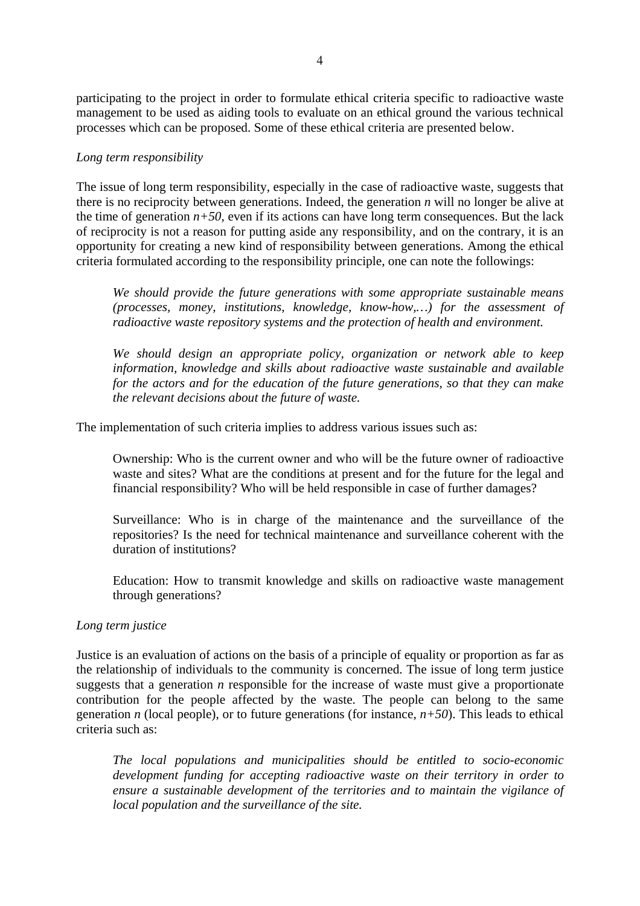participating to the project in order to formulate ethical criteria specific to radioactive waste management to be used as aiding tools to evaluate on an ethical ground the various technical processes which can be proposed. Some of these ethical criteria are presented below.

*Long term responsibility*

The issue of long term responsibility, especially in the case of radioactive waste, suggests that there is no reciprocity between generations. Indeed, the generation *n* will no longer be alive at the time of generation *n+50*, even if its actions can have long term consequences. But the lack of reciprocity is not a reason for putting aside any responsibility, and on the contrary, it is an opportunity for creating a new kind of responsibility between generations. Among the ethical criteria formulated according to the responsibility principle, one can note the followings:

> *We should provide the future generations with some appropriate sustainable means (processes, money, institutions, knowledge, know-how,…) for the assessment of radioactive waste repository systems and the protection of health and environment.*

> *We should design an appropriate policy, organization or network able to keep information, knowledge and skills about radioactive waste sustainable and available for the actors and for the education of the future generations, so that they can make the relevant decisions about the future of waste.*

The implementation of such criteria implies to address various issues such as:

> Ownership: Who is the current owner and who will be the future owner of radioactive waste and sites? What are the conditions at present and for the future for the legal and financial responsibility? Who will be held responsible in case of further damages?

> Surveillance: Who is in charge of the maintenance and the surveillance of the repositories? Is the need for technical maintenance and surveillance coherent with the duration of institutions?

> Education: How to transmit knowledge and skills on radioactive waste management through generations?

*Long term justice*

Justice is an evaluation of actions on the basis of a principle of equality or proportion as far as the relationship of individuals to the community is concerned. The issue of long term justice suggests that a generation *n* responsible for the increase of waste must give a proportionate contribution for the people affected by the waste. The people can belong to the same generation *n* (local people), or to future generations (for instance, *n+50*). This leads to ethical criteria such as:

> *The local populations and municipalities should be entitled to socio-economic development funding for accepting radioactive waste on their territory in order to ensure a sustainable development of the territories and to maintain the vigilance of local population and the surveillance of the site.*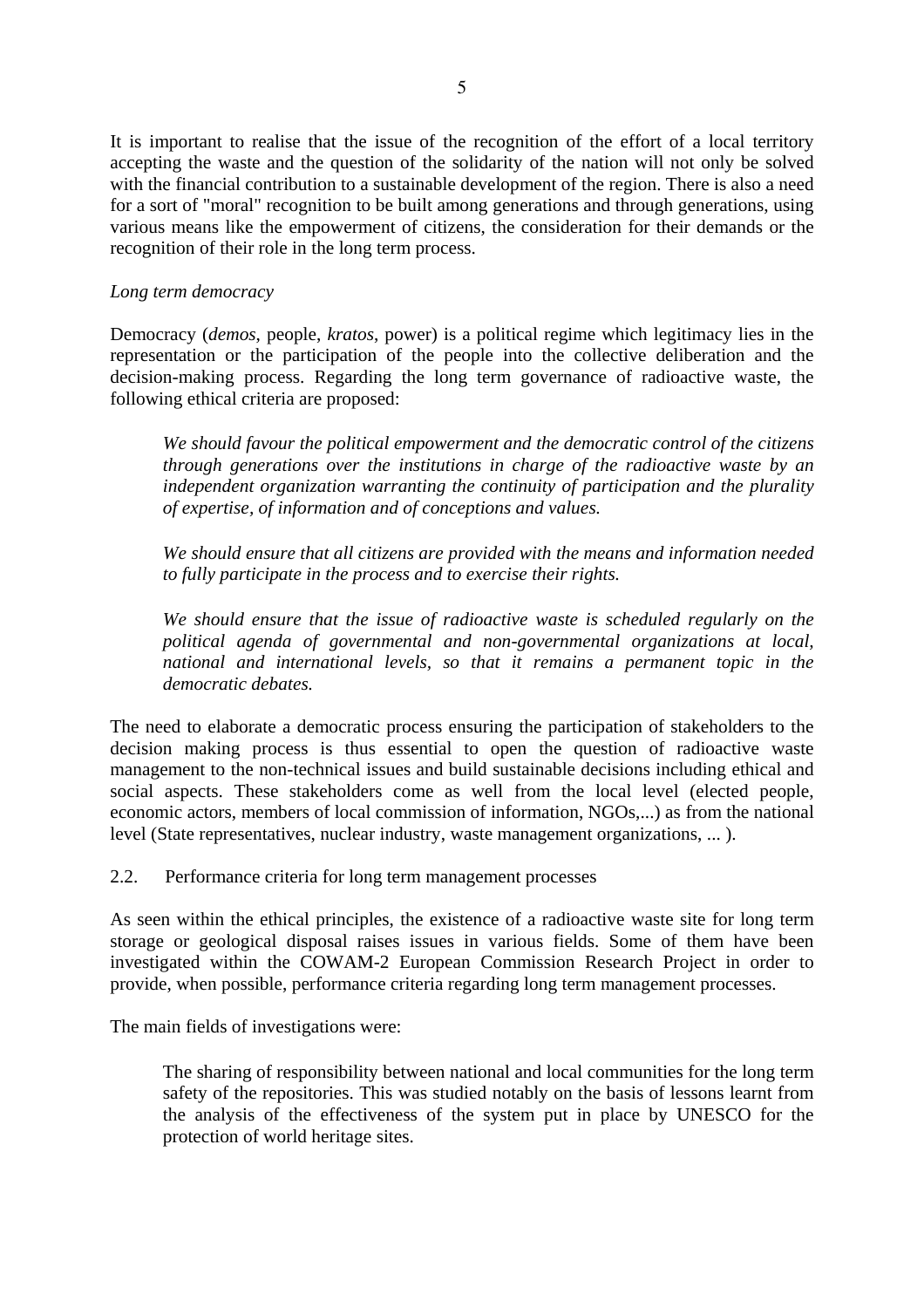It is important to realise that the issue of the recognition of the effort of a local territory accepting the waste and the question of the solidarity of the nation will not only be solved with the financial contribution to a sustainable development of the region. There is also a need for a sort of "moral" recognition to be built among generations and through generations, using various means like the empowerment of citizens, the consideration for their demands or the recognition of their role in the long term process.

*Long term democracy*

Democracy (*demos*, people, *kratos*, power) is a political regime which legitimacy lies in the representation or the participation of the people into the collective deliberation and the decision-making process. Regarding the long term governance of radioactive waste, the following ethical criteria are proposed:

> *We should favour the political empowerment and the democratic control of the citizens through generations over the institutions in charge of the radioactive waste by an independent organization warranting the continuity of participation and the plurality of expertise, of information and of conceptions and values.*
>
> *We should ensure that all citizens are provided with the means and information needed to fully participate in the process and to exercise their rights.*
>
> *We should ensure that the issue of radioactive waste is scheduled regularly on the political agenda of governmental and non-governmental organizations at local, national and international levels, so that it remains a permanent topic in the democratic debates.*

The need to elaborate a democratic process ensuring the participation of stakeholders to the decision making process is thus essential to open the question of radioactive waste management to the non-technical issues and build sustainable decisions including ethical and social aspects. These stakeholders come as well from the local level (elected people, economic actors, members of local commission of information, NGOs,...) as from the national level (State representatives, nuclear industry, waste management organizations, ... ).

## 2.2. Performance criteria for long term management processes

As seen within the ethical principles, the existence of a radioactive waste site for long term storage or geological disposal raises issues in various fields. Some of them have been investigated within the COWAM-2 European Commission Research Project in order to provide, when possible, performance criteria regarding long term management processes.

The main fields of investigations were:

> The sharing of responsibility between national and local communities for the long term safety of the repositories. This was studied notably on the basis of lessons learnt from the analysis of the effectiveness of the system put in place by UNESCO for the protection of world heritage sites.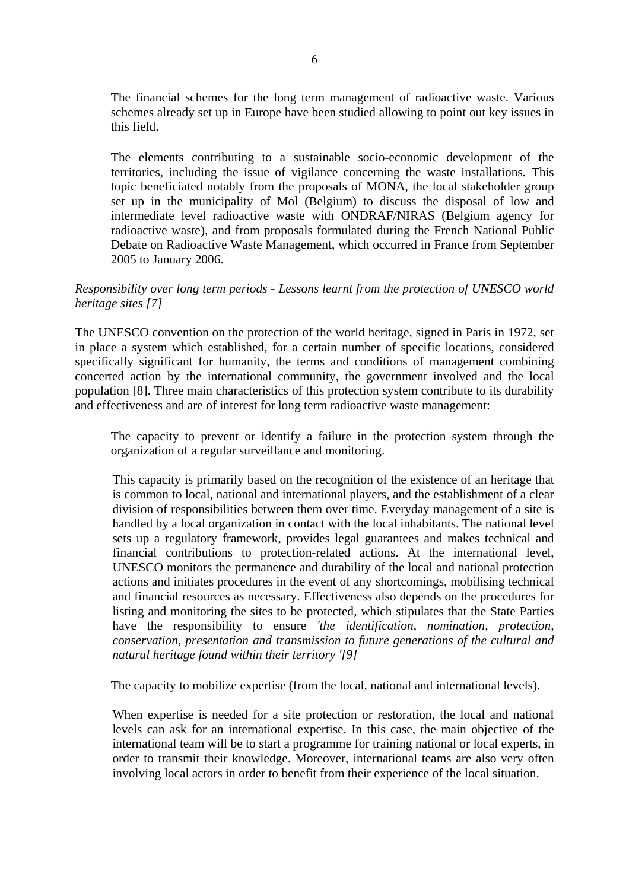The financial schemes for the long term management of radioactive waste. Various schemes already set up in Europe have been studied allowing to point out key issues in this field.

The elements contributing to a sustainable socio-economic development of the territories, including the issue of vigilance concerning the waste installations. This topic beneficiated notably from the proposals of MONA, the local stakeholder group set up in the municipality of Mol (Belgium) to discuss the disposal of low and intermediate level radioactive waste with ONDRAF/NIRAS (Belgium agency for radioactive waste), and from proposals formulated during the French National Public Debate on Radioactive Waste Management, which occurred in France from September 2005 to January 2006.

*Responsibility over long term periods - Lessons learnt from the protection of UNESCO world heritage sites [7]*

The UNESCO convention on the protection of the world heritage, signed in Paris in 1972, set in place a system which established, for a certain number of specific locations, considered specifically significant for humanity, the terms and conditions of management combining concerted action by the international community, the government involved and the local population [8]. Three main characteristics of this protection system contribute to its durability and effectiveness and are of interest for long term radioactive waste management:

The capacity to prevent or identify a failure in the protection system through the organization of a regular surveillance and monitoring.

This capacity is primarily based on the recognition of the existence of an heritage that is common to local, national and international players, and the establishment of a clear division of responsibilities between them over time. Everyday management of a site is handled by a local organization in contact with the local inhabitants. The national level sets up a regulatory framework, provides legal guarantees and makes technical and financial contributions to protection-related actions. At the international level, UNESCO monitors the permanence and durability of the local and national protection actions and initiates procedures in the event of any shortcomings, mobilising technical and financial resources as necessary. Effectiveness also depends on the procedures for listing and monitoring the sites to be protected, which stipulates that the State Parties have the responsibility to ensure *'the identification, nomination, protection, conservation, presentation and transmission to future generations of the cultural and natural heritage found within their territory '[9]*

The capacity to mobilize expertise (from the local, national and international levels).

When expertise is needed for a site protection or restoration, the local and national levels can ask for an international expertise. In this case, the main objective of the international team will be to start a programme for training national or local experts, in order to transmit their knowledge. Moreover, international teams are also very often involving local actors in order to benefit from their experience of the local situation.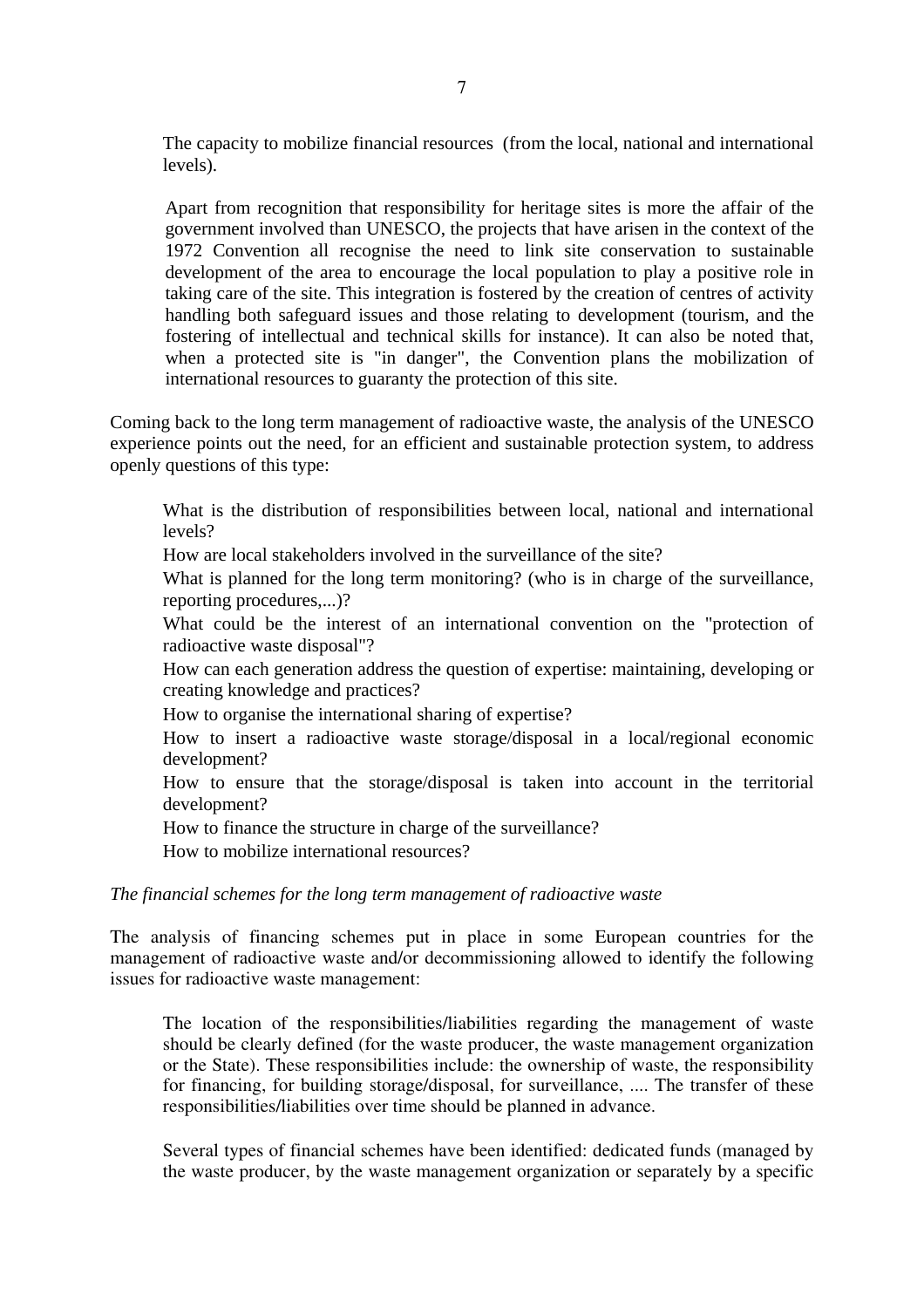The capacity to mobilize financial resources (from the local, national and international levels).

Apart from recognition that responsibility for heritage sites is more the affair of the government involved than UNESCO, the projects that have arisen in the context of the 1972 Convention all recognise the need to link site conservation to sustainable development of the area to encourage the local population to play a positive role in taking care of the site. This integration is fostered by the creation of centres of activity handling both safeguard issues and those relating to development (tourism, and the fostering of intellectual and technical skills for instance). It can also be noted that, when a protected site is "in danger", the Convention plans the mobilization of international resources to guaranty the protection of this site.

Coming back to the long term management of radioactive waste, the analysis of the UNESCO experience points out the need, for an efficient and sustainable protection system, to address openly questions of this type:

- What is the distribution of responsibilities between local, national and international levels?
- How are local stakeholders involved in the surveillance of the site?
- What is planned for the long term monitoring? (who is in charge of the surveillance, reporting procedures,...)?
- What could be the interest of an international convention on the "protection of radioactive waste disposal"?
- How can each generation address the question of expertise: maintaining, developing or creating knowledge and practices?
- How to organise the international sharing of expertise?
- How to insert a radioactive waste storage/disposal in a local/regional economic development?
- How to ensure that the storage/disposal is taken into account in the territorial development?
- How to finance the structure in charge of the surveillance?
- How to mobilize international resources?

*The financial schemes for the long term management of radioactive waste*

The analysis of financing schemes put in place in some European countries for the management of radioactive waste and/or decommissioning allowed to identify the following issues for radioactive waste management:

The location of the responsibilities/liabilities regarding the management of waste should be clearly defined (for the waste producer, the waste management organization or the State). These responsibilities include: the ownership of waste, the responsibility for financing, for building storage/disposal, for surveillance, .... The transfer of these responsibilities/liabilities over time should be planned in advance.

Several types of financial schemes have been identified: dedicated funds (managed by the waste producer, by the waste management organization or separately by a specific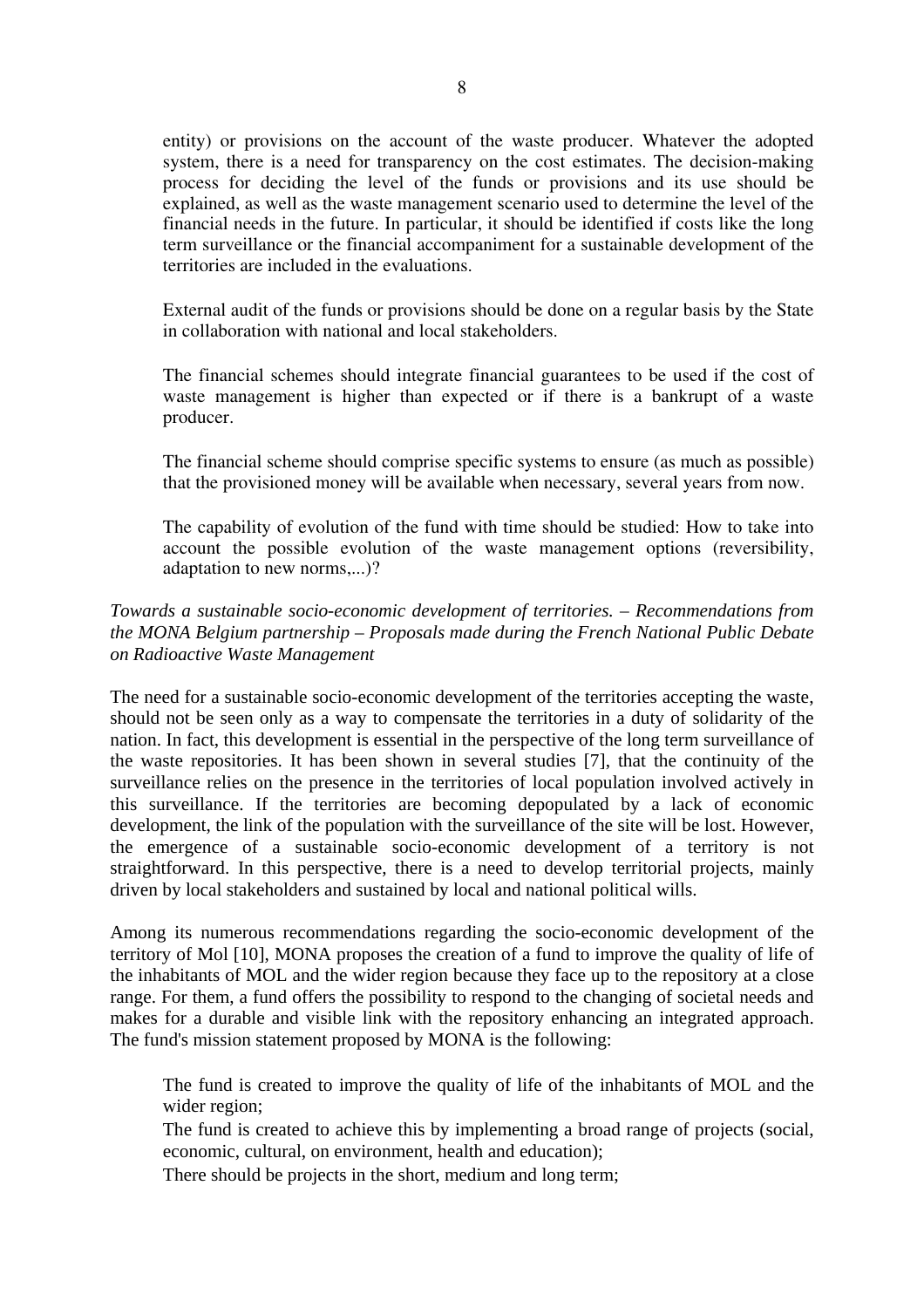entity) or provisions on the account of the waste producer. Whatever the adopted system, there is a need for transparency on the cost estimates. The decision-making process for deciding the level of the funds or provisions and its use should be explained, as well as the waste management scenario used to determine the level of the financial needs in the future. In particular, it should be identified if costs like the long term surveillance or the financial accompaniment for a sustainable development of the territories are included in the evaluations.

External audit of the funds or provisions should be done on a regular basis by the State in collaboration with national and local stakeholders.

The financial schemes should integrate financial guarantees to be used if the cost of waste management is higher than expected or if there is a bankrupt of a waste producer.

The financial scheme should comprise specific systems to ensure (as much as possible) that the provisioned money will be available when necessary, several years from now.

The capability of evolution of the fund with time should be studied: How to take into account the possible evolution of the waste management options (reversibility, adaptation to new norms,...)?

*Towards a sustainable socio-economic development of territories. – Recommendations from the MONA Belgium partnership – Proposals made during the French National Public Debate on Radioactive Waste Management*

The need for a sustainable socio-economic development of the territories accepting the waste, should not be seen only as a way to compensate the territories in a duty of solidarity of the nation. In fact, this development is essential in the perspective of the long term surveillance of the waste repositories. It has been shown in several studies [7], that the continuity of the surveillance relies on the presence in the territories of local population involved actively in this surveillance. If the territories are becoming depopulated by a lack of economic development, the link of the population with the surveillance of the site will be lost. However, the emergence of a sustainable socio-economic development of a territory is not straightforward. In this perspective, there is a need to develop territorial projects, mainly driven by local stakeholders and sustained by local and national political wills.

Among its numerous recommendations regarding the socio-economic development of the territory of Mol [10], MONA proposes the creation of a fund to improve the quality of life of the inhabitants of MOL and the wider region because they face up to the repository at a close range. For them, a fund offers the possibility to respond to the changing of societal needs and makes for a durable and visible link with the repository enhancing an integrated approach. The fund's mission statement proposed by MONA is the following:

The fund is created to improve the quality of life of the inhabitants of MOL and the wider region;

The fund is created to achieve this by implementing a broad range of projects (social, economic, cultural, on environment, health and education);

There should be projects in the short, medium and long term;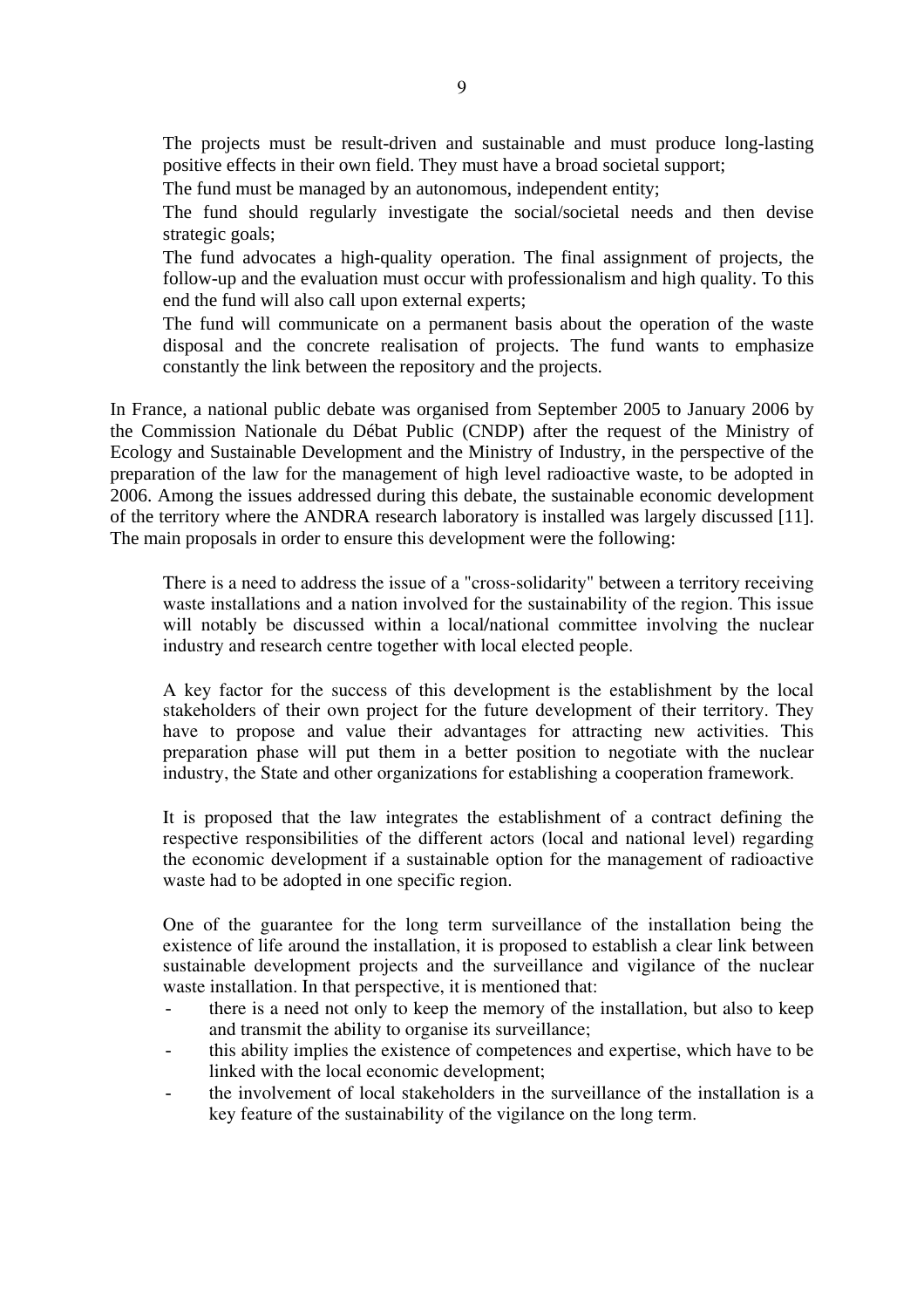The projects must be result-driven and sustainable and must produce long-lasting positive effects in their own field. They must have a broad societal support;

The fund must be managed by an autonomous, independent entity;

The fund should regularly investigate the social/societal needs and then devise strategic goals;

The fund advocates a high-quality operation. The final assignment of projects, the follow-up and the evaluation must occur with professionalism and high quality. To this end the fund will also call upon external experts;

The fund will communicate on a permanent basis about the operation of the waste disposal and the concrete realisation of projects. The fund wants to emphasize constantly the link between the repository and the projects.

In France, a national public debate was organised from September 2005 to January 2006 by the Commission Nationale du Débat Public (CNDP) after the request of the Ministry of Ecology and Sustainable Development and the Ministry of Industry, in the perspective of the preparation of the law for the management of high level radioactive waste, to be adopted in 2006. Among the issues addressed during this debate, the sustainable economic development of the territory where the ANDRA research laboratory is installed was largely discussed [11]. The main proposals in order to ensure this development were the following:

There is a need to address the issue of a "cross-solidarity" between a territory receiving waste installations and a nation involved for the sustainability of the region. This issue will notably be discussed within a local/national committee involving the nuclear industry and research centre together with local elected people.

A key factor for the success of this development is the establishment by the local stakeholders of their own project for the future development of their territory. They have to propose and value their advantages for attracting new activities. This preparation phase will put them in a better position to negotiate with the nuclear industry, the State and other organizations for establishing a cooperation framework.

It is proposed that the law integrates the establishment of a contract defining the respective responsibilities of the different actors (local and national level) regarding the economic development if a sustainable option for the management of radioactive waste had to be adopted in one specific region.

One of the guarantee for the long term surveillance of the installation being the existence of life around the installation, it is proposed to establish a clear link between sustainable development projects and the surveillance and vigilance of the nuclear waste installation. In that perspective, it is mentioned that:

- there is a need not only to keep the memory of the installation, but also to keep and transmit the ability to organise its surveillance;
- this ability implies the existence of competences and expertise, which have to be linked with the local economic development;
- the involvement of local stakeholders in the surveillance of the installation is a key feature of the sustainability of the vigilance on the long term.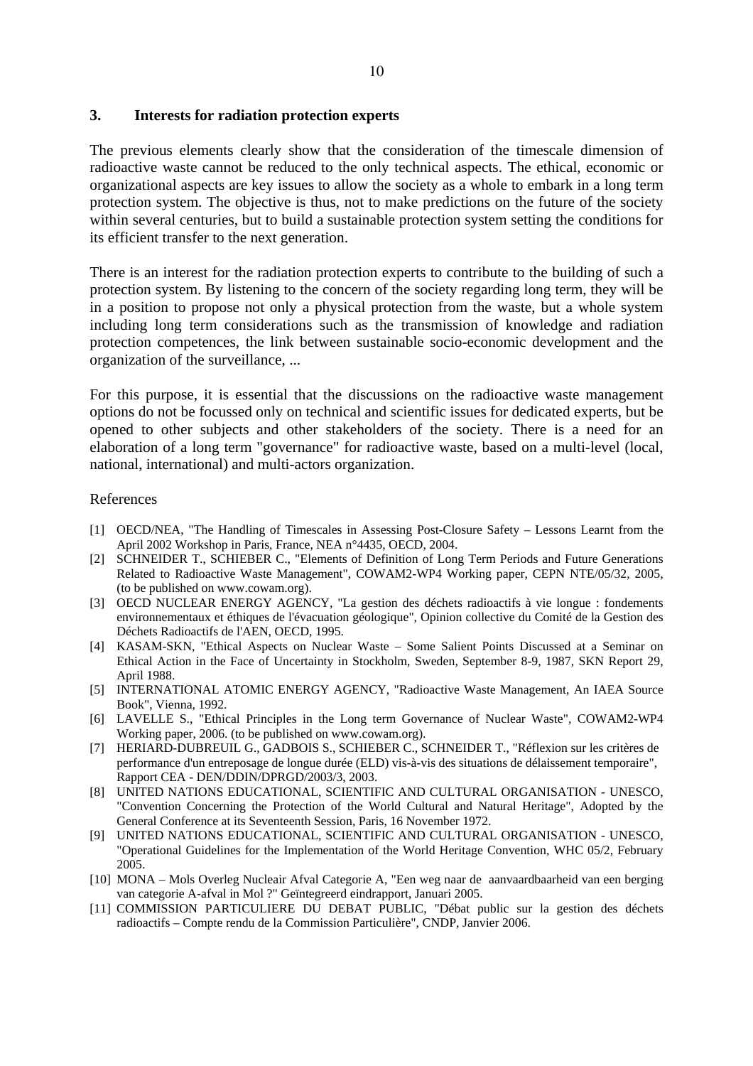## 3. Interests for radiation protection experts

The previous elements clearly show that the consideration of the timescale dimension of radioactive waste cannot be reduced to the only technical aspects. The ethical, economic or organizational aspects are key issues to allow the society as a whole to embark in a long term protection system. The objective is thus, not to make predictions on the future of the society within several centuries, but to build a sustainable protection system setting the conditions for its efficient transfer to the next generation.

There is an interest for the radiation protection experts to contribute to the building of such a protection system. By listening to the concern of the society regarding long term, they will be in a position to propose not only a physical protection from the waste, but a whole system including long term considerations such as the transmission of knowledge and radiation protection competences, the link between sustainable socio-economic development and the organization of the surveillance, ...

For this purpose, it is essential that the discussions on the radioactive waste management options do not be focussed only on technical and scientific issues for dedicated experts, but be opened to other subjects and other stakeholders of the society. There is a need for an elaboration of a long term "governance" for radioactive waste, based on a multi-level (local, national, international) and multi-actors organization.

References

[1] OECD/NEA, "The Handling of Timescales in Assessing Post-Closure Safety – Lessons Learnt from the April 2002 Workshop in Paris, France, NEA n°4435, OECD, 2004.

[2] SCHNEIDER T., SCHIEBER C., "Elements of Definition of Long Term Periods and Future Generations Related to Radioactive Waste Management", COWAM2-WP4 Working paper, CEPN NTE/05/32, 2005, (to be published on www.cowam.org).

[3] OECD NUCLEAR ENERGY AGENCY, "La gestion des déchets radioactifs à vie longue : fondements environnementaux et éthiques de l'évacuation géologique", Opinion collective du Comité de la Gestion des Déchets Radioactifs de l'AEN, OECD, 1995.

[4] KASAM-SKN, "Ethical Aspects on Nuclear Waste – Some Salient Points Discussed at a Seminar on Ethical Action in the Face of Uncertainty in Stockholm, Sweden, September 8-9, 1987, SKN Report 29, April 1988.

[5] INTERNATIONAL ATOMIC ENERGY AGENCY, "Radioactive Waste Management, An IAEA Source Book", Vienna, 1992.

[6] LAVELLE S., "Ethical Principles in the Long term Governance of Nuclear Waste", COWAM2-WP4 Working paper, 2006. (to be published on www.cowam.org).

[7] HERIARD-DUBREUIL G., GADBOIS S., SCHIEBER C., SCHNEIDER T., "Réflexion sur les critères de performance d'un entreposage de longue durée (ELD) vis-à-vis des situations de délaissement temporaire", Rapport CEA - DEN/DDIN/DPRGD/2003/3, 2003.

[8] UNITED NATIONS EDUCATIONAL, SCIENTIFIC AND CULTURAL ORGANISATION - UNESCO, "Convention Concerning the Protection of the World Cultural and Natural Heritage", Adopted by the General Conference at its Seventeenth Session, Paris, 16 November 1972.

[9] UNITED NATIONS EDUCATIONAL, SCIENTIFIC AND CULTURAL ORGANISATION - UNESCO, "Operational Guidelines for the Implementation of the World Heritage Convention, WHC 05/2, February 2005.

[10] MONA – Mols Overleg Nucleair Afval Categorie A, "Een weg naar de aanvaardbaarheid van een berging van categorie A-afval in Mol ?" Geïntegreerd eindrapport, Januari 2005.

[11] COMMISSION PARTICULIERE DU DEBAT PUBLIC, "Débat public sur la gestion des déchets radioactifs – Compte rendu de la Commission Particulière", CNDP, Janvier 2006.